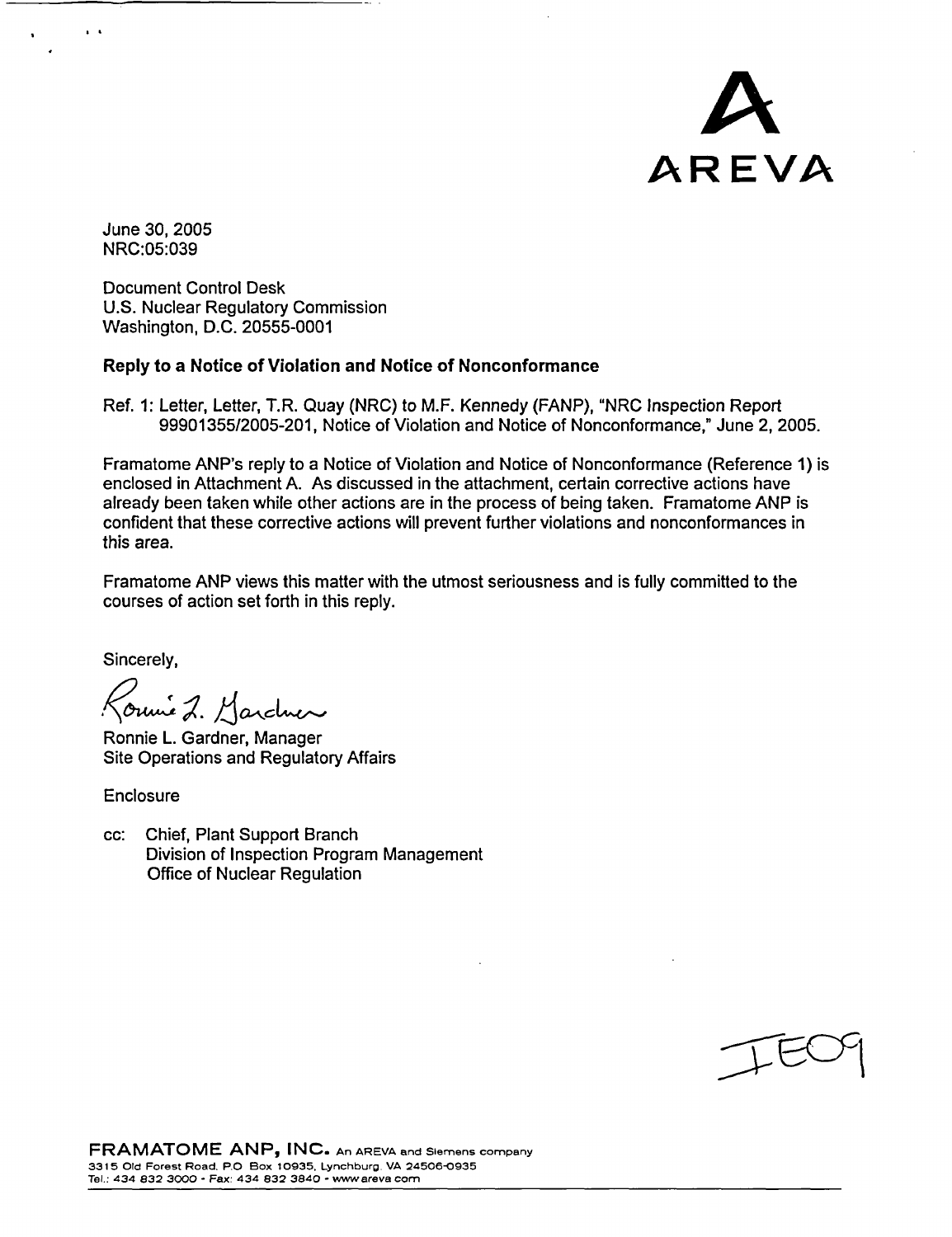AREVA

June 30, 2005
NRC:05:039

Document Control Desk
U.S. Nuclear Regulatory Commission
Washington, D.C. 20555-0001

**Reply to a Notice of Violation and Notice of Nonconformance**

Ref. 1: Letter, Letter, T.R. Quay (NRC) to M.F. Kennedy (FANP), "NRC Inspection Report 99901355/2005-201, Notice of Violation and Notice of Nonconformance," June 2, 2005.

Framatome ANP's reply to a Notice of Violation and Notice of Nonconformance (Reference 1) is enclosed in Attachment A. As discussed in the attachment, certain corrective actions have already been taken while other actions are in the process of being taken. Framatome ANP is confident that these corrective actions will prevent further violations and nonconformances in this area.

Framatome ANP views this matter with the utmost seriousness and is fully committed to the courses of action set forth in this reply.

Sincerely,

Ronnie L. Gardner

Ronnie L. Gardner, Manager
Site Operations and Regulatory Affairs

Enclosure

cc: Chief, Plant Support Branch
Division of Inspection Program Management
Office of Nuclear Regulation

IE09

**FRAMATOME ANP, INC.** An AREVA and Siemens company
3315 Old Forest Road, P.O. Box 10935, Lynchburg, VA 24506-0935
Tel.: 434 832 3000 · Fax: 434 832 3840 · www.areva.com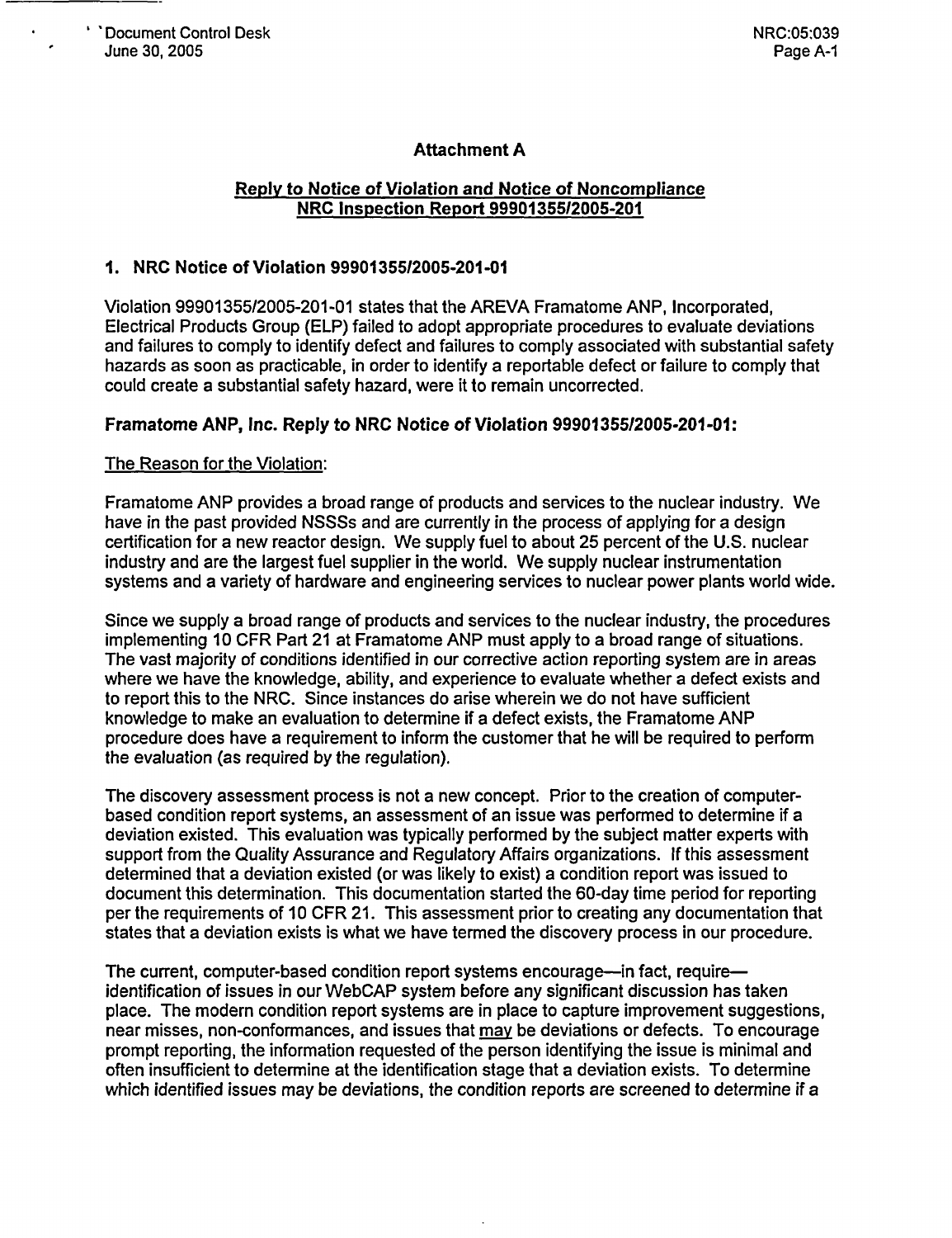## Attachment A

### Reply to Notice of Violation and Notice of Noncompliance NRC Inspection Report 99901355/2005-201

### 1. NRC Notice of Violation 99901355/2005-201-01

Violation 99901355/2005-201-01 states that the AREVA Framatome ANP, Incorporated, Electrical Products Group (ELP) failed to adopt appropriate procedures to evaluate deviations and failures to comply to identify defect and failures to comply associated with substantial safety hazards as soon as practicable, in order to identify a reportable defect or failure to comply that could create a substantial safety hazard, were it to remain uncorrected.

### Framatome ANP, Inc. Reply to NRC Notice of Violation 99901355/2005-201-01:

The Reason for the Violation:

Framatome ANP provides a broad range of products and services to the nuclear industry. We have in the past provided NSSSs and are currently in the process of applying for a design certification for a new reactor design. We supply fuel to about 25 percent of the U.S. nuclear industry and are the largest fuel supplier in the world. We supply nuclear instrumentation systems and a variety of hardware and engineering services to nuclear power plants world wide.

Since we supply a broad range of products and services to the nuclear industry, the procedures implementing 10 CFR Part 21 at Framatome ANP must apply to a broad range of situations. The vast majority of conditions identified in our corrective action reporting system are in areas where we have the knowledge, ability, and experience to evaluate whether a defect exists and to report this to the NRC. Since instances do arise wherein we do not have sufficient knowledge to make an evaluation to determine if a defect exists, the Framatome ANP procedure does have a requirement to inform the customer that he will be required to perform the evaluation (as required by the regulation).

The discovery assessment process is not a new concept. Prior to the creation of computer-based condition report systems, an assessment of an issue was performed to determine if a deviation existed. This evaluation was typically performed by the subject matter experts with support from the Quality Assurance and Regulatory Affairs organizations. If this assessment determined that a deviation existed (or was likely to exist) a condition report was issued to document this determination. This documentation started the 60-day time period for reporting per the requirements of 10 CFR 21. This assessment prior to creating any documentation that states that a deviation exists is what we have termed the discovery process in our procedure.

The current, computer-based condition report systems encourage—in fact, require—identification of issues in our WebCAP system before any significant discussion has taken place. The modern condition report systems are in place to capture improvement suggestions, near misses, non-conformances, and issues that may be deviations or defects. To encourage prompt reporting, the information requested of the person identifying the issue is minimal and often insufficient to determine at the identification stage that a deviation exists. To determine which identified issues may be deviations, the condition reports are screened to determine if a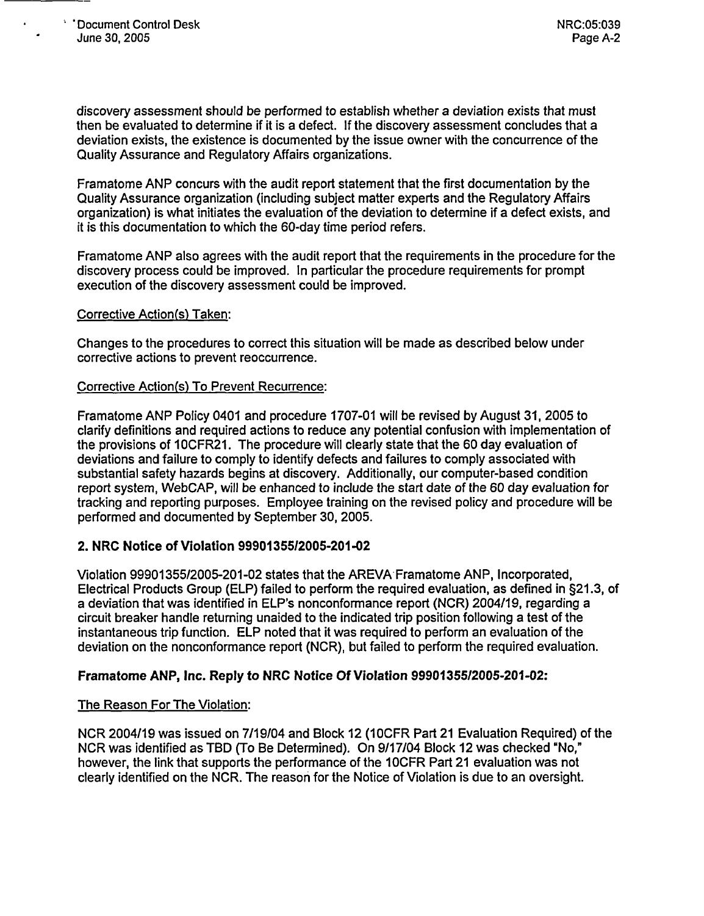discovery assessment should be performed to establish whether a deviation exists that must then be evaluated to determine if it is a defect. If the discovery assessment concludes that a deviation exists, the existence is documented by the issue owner with the concurrence of the Quality Assurance and Regulatory Affairs organizations.

Framatome ANP concurs with the audit report statement that the first documentation by the Quality Assurance organization (including subject matter experts and the Regulatory Affairs organization) is what initiates the evaluation of the deviation to determine if a defect exists, and it is this documentation to which the 60-day time period refers.

Framatome ANP also agrees with the audit report that the requirements in the procedure for the discovery process could be improved. In particular the procedure requirements for prompt execution of the discovery assessment could be improved.

Corrective Action(s) Taken:

Changes to the procedures to correct this situation will be made as described below under corrective actions to prevent reoccurrence.

Corrective Action(s) To Prevent Recurrence:

Framatome ANP Policy 0401 and procedure 1707-01 will be revised by August 31, 2005 to clarify definitions and required actions to reduce any potential confusion with implementation of the provisions of 10CFR21. The procedure will clearly state that the 60 day evaluation of deviations and failure to comply to identify defects and failures to comply associated with substantial safety hazards begins at discovery. Additionally, our computer-based condition report system, WebCAP, will be enhanced to include the start date of the 60 day evaluation for tracking and reporting purposes. Employee training on the revised policy and procedure will be performed and documented by September 30, 2005.

## 2. NRC Notice of Violation 99901355/2005-201-02

Violation 99901355/2005-201-02 states that the AREVA Framatome ANP, Incorporated, Electrical Products Group (ELP) failed to perform the required evaluation, as defined in §21.3, of a deviation that was identified in ELP's nonconformance report (NCR) 2004/19, regarding a circuit breaker handle returning unaided to the indicated trip position following a test of the instantaneous trip function. ELP noted that it was required to perform an evaluation of the deviation on the nonconformance report (NCR), but failed to perform the required evaluation.

## Framatome ANP, Inc. Reply to NRC Notice Of Violation 99901355/2005-201-02:

The Reason For The Violation:

NCR 2004/19 was issued on 7/19/04 and Block 12 (10CFR Part 21 Evaluation Required) of the NCR was identified as TBD (To Be Determined). On 9/17/04 Block 12 was checked "No," however, the link that supports the performance of the 10CFR Part 21 evaluation was not clearly identified on the NCR. The reason for the Notice of Violation is due to an oversight.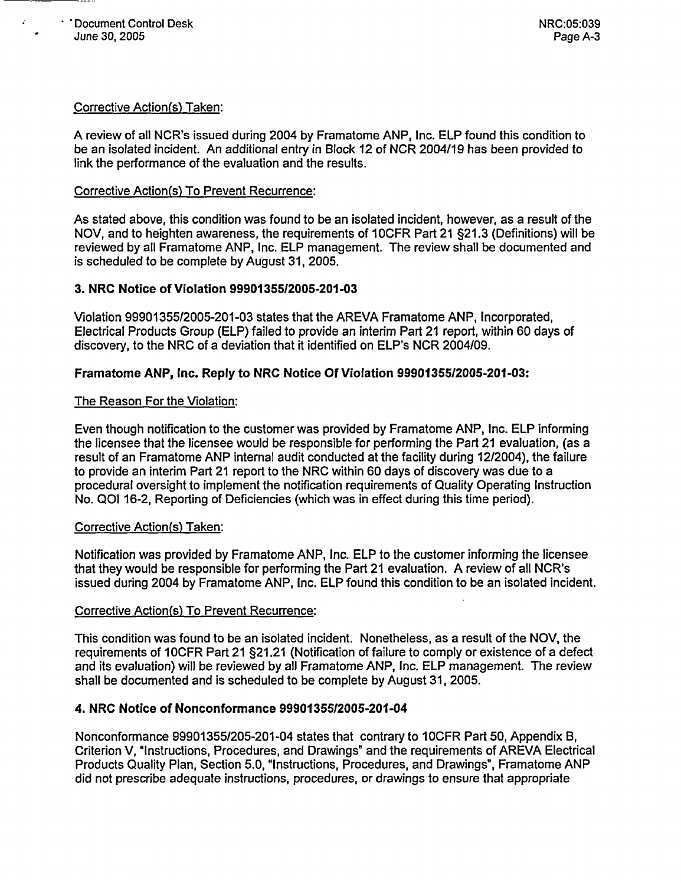Corrective Action(s) Taken:

A review of all NCR's issued during 2004 by Framatome ANP, Inc. ELP found this condition to be an isolated incident. An additional entry in Block 12 of NCR 2004/19 has been provided to link the performance of the evaluation and the results.

Corrective Action(s) To Prevent Recurrence:

As stated above, this condition was found to be an isolated incident, however, as a result of the NOV, and to heighten awareness, the requirements of 10CFR Part 21 §21.3 (Definitions) will be reviewed by all Framatome ANP, Inc. ELP management. The review shall be documented and is scheduled to be complete by August 31, 2005.

### 3. NRC Notice of Violation 99901355/2005-201-03

Violation 99901355/2005-201-03 states that the AREVA Framatome ANP, Incorporated, Electrical Products Group (ELP) failed to provide an interim Part 21 report, within 60 days of discovery, to the NRC of a deviation that it identified on ELP's NCR 2004/09.

### Framatome ANP, Inc. Reply to NRC Notice Of Violation 99901355/2005-201-03:

The Reason For the Violation:

Even though notification to the customer was provided by Framatome ANP, Inc. ELP informing the licensee that the licensee would be responsible for performing the Part 21 evaluation, (as a result of an Framatome ANP internal audit conducted at the facility during 12/2004), the failure to provide an interim Part 21 report to the NRC within 60 days of discovery was due to a procedural oversight to implement the notification requirements of Quality Operating Instruction No. QOI 16-2, Reporting of Deficiencies (which was in effect during this time period).

Corrective Action(s) Taken:

Notification was provided by Framatome ANP, Inc. ELP to the customer informing the licensee that they would be responsible for performing the Part 21 evaluation. A review of all NCR's issued during 2004 by Framatome ANP, Inc. ELP found this condition to be an isolated incident.

Corrective Action(s) To Prevent Recurrence:

This condition was found to be an isolated incident. Nonetheless, as a result of the NOV, the requirements of 10CFR Part 21 §21.21 (Notification of failure to comply or existence of a defect and its evaluation) will be reviewed by all Framatome ANP, Inc. ELP management. The review shall be documented and is scheduled to be complete by August 31, 2005.

### 4. NRC Notice of Nonconformance 99901355/2005-201-04

Nonconformance 99901355/205-201-04 states that contrary to 10CFR Part 50, Appendix B, Criterion V, "Instructions, Procedures, and Drawings" and the requirements of AREVA Electrical Products Quality Plan, Section 5.0, "Instructions, Procedures, and Drawings", Framatome ANP did not prescribe adequate instructions, procedures, or drawings to ensure that appropriate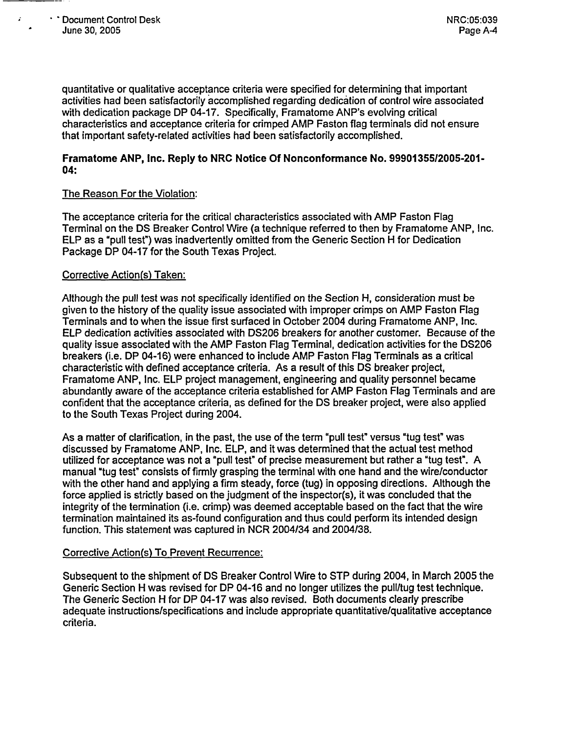quantitative or qualitative acceptance criteria were specified for determining that important activities had been satisfactorily accomplished regarding dedication of control wire associated with dedication package DP 04-17. Specifically, Framatome ANP's evolving critical characteristics and acceptance criteria for crimped AMP Faston flag terminals did not ensure that important safety-related activities had been satisfactorily accomplished.

**Framatome ANP, Inc. Reply to NRC Notice Of Nonconformance No. 99901355/2005-201-04:**

The Reason For the Violation:

The acceptance criteria for the critical characteristics associated with AMP Faston Flag Terminal on the DS Breaker Control Wire (a technique referred to then by Framatome ANP, Inc. ELP as a "pull test") was inadvertently omitted from the Generic Section H for Dedication Package DP 04-17 for the South Texas Project.

Corrective Action(s) Taken:

Although the pull test was not specifically identified on the Section H, consideration must be given to the history of the quality issue associated with improper crimps on AMP Faston Flag Terminals and to when the issue first surfaced in October 2004 during Framatome ANP, Inc. ELP dedication activities associated with DS206 breakers for another customer. Because of the quality issue associated with the AMP Faston Flag Terminal, dedication activities for the DS206 breakers (i.e. DP 04-16) were enhanced to include AMP Faston Flag Terminals as a critical characteristic with defined acceptance criteria. As a result of this DS breaker project, Framatome ANP, Inc. ELP project management, engineering and quality personnel became abundantly aware of the acceptance criteria established for AMP Faston Flag Terminals and are confident that the acceptance criteria, as defined for the DS breaker project, were also applied to the South Texas Project during 2004.

As a matter of clarification, in the past, the use of the term "pull test" versus "tug test" was discussed by Framatome ANP, Inc. ELP, and it was determined that the actual test method utilized for acceptance was not a "pull test" of precise measurement but rather a "tug test". A manual "tug test" consists of firmly grasping the terminal with one hand and the wire/conductor with the other hand and applying a firm steady, force (tug) in opposing directions. Although the force applied is strictly based on the judgment of the inspector(s), it was concluded that the integrity of the termination (i.e. crimp) was deemed acceptable based on the fact that the wire termination maintained its as-found configuration and thus could perform its intended design function. This statement was captured in NCR 2004/34 and 2004/38.

Corrective Action(s) To Prevent Recurrence:

Subsequent to the shipment of DS Breaker Control Wire to STP during 2004, in March 2005 the Generic Section H was revised for DP 04-16 and no longer utilizes the pull/tug test technique. The Generic Section H for DP 04-17 was also revised. Both documents clearly prescribe adequate instructions/specifications and include appropriate quantitative/qualitative acceptance criteria.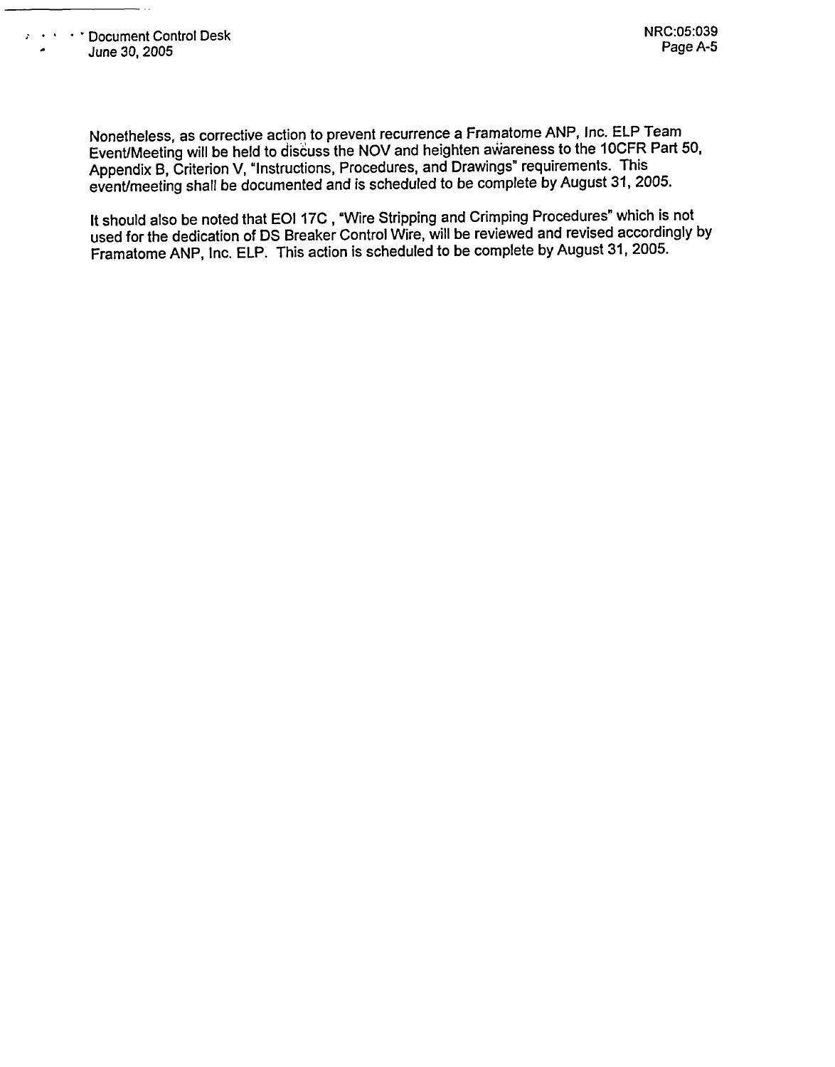Nonetheless, as corrective action to prevent recurrence a Framatome ANP, Inc. ELP Team Event/Meeting will be held to discuss the NOV and heighten awareness to the 10CFR Part 50, Appendix B, Criterion V, "Instructions, Procedures, and Drawings" requirements. This event/meeting shall be documented and is scheduled to be complete by August 31, 2005.

It should also be noted that EOI 17C , "Wire Stripping and Crimping Procedures" which is not used for the dedication of DS Breaker Control Wire, will be reviewed and revised accordingly by Framatome ANP, Inc. ELP. This action is scheduled to be complete by August 31, 2005.